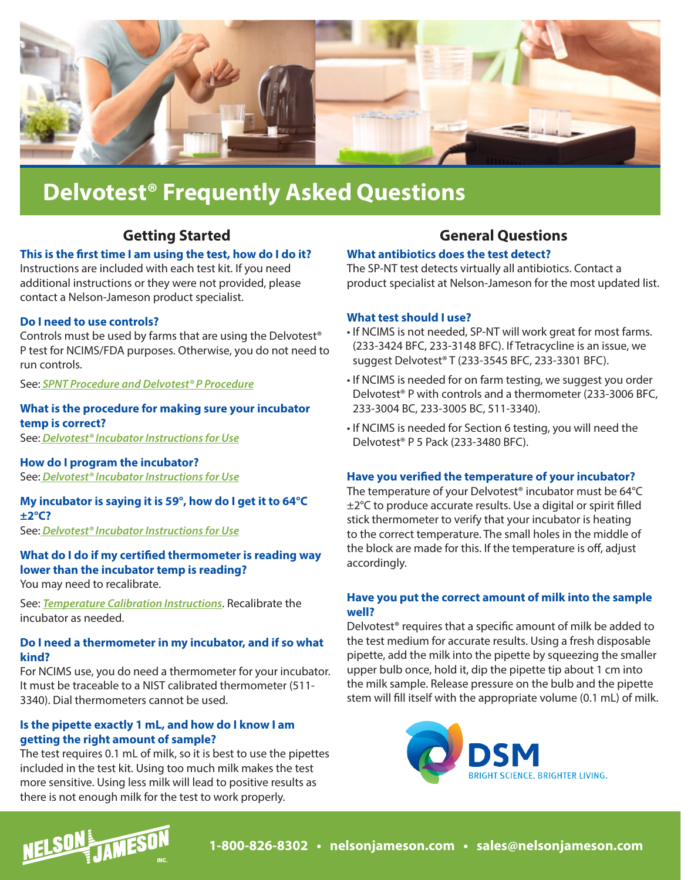# Delvotest® Frequently Asked Questions

## Getting Started

### This is the first time I am using the test, how do I do it?

Instructions are included with each test kit. If you need additional instructions or they were not provided, please contact a Nelson-Jameson product specialist.

### Do I need to use controls?

Controls must be used by farms that are using the Delvotest® P test for NCIMS/FDA purposes. Otherwise, you do not need to run controls.

See: *SPNT Procedure and Delvotest® P Procedure*

### What is the procedure for making sure your incubator temp is correct?

See: *Delvotest® Incubator Instructions for Use*

### How do I program the incubator?

See: *Delvotest® Incubator Instructions for Use*

### My incubator is saying it is 59°, how do I get it to 64°C ±2°C?

See: *Delvotest® Incubator Instructions for Use*

### What do I do if my certified thermometer is reading way lower than the incubator temp is reading?

You may need to recalibrate.

See: *Temperature Calibration Instructions*. Recalibrate the incubator as needed.

### Do I need a thermometer in my incubator, and if so what kind?

For NCIMS use, you do need a thermometer for your incubator. It must be traceable to a NIST calibrated thermometer (511-3340). Dial thermometers cannot be used.

### Is the pipette exactly 1 mL, and how do I know I am getting the right amount of sample?

The test requires 0.1 mL of milk, so it is best to use the pipettes included in the test kit. Using too much milk makes the test more sensitive. Using less milk will lead to positive results as there is not enough milk for the test to work properly.

## General Questions

### What antibiotics does the test detect?

The SP-NT test detects virtually all antibiotics. Contact a product specialist at Nelson-Jameson for the most updated list.

### What test should I use?

- If NCIMS is not needed, SP-NT will work great for most farms. (233-3424 BFC, 233-3148 BFC). If Tetracycline is an issue, we suggest Delvotest® T (233-3545 BFC, 233-3301 BFC).
- If NCIMS is needed for on farm testing, we suggest you order Delvotest® P with controls and a thermometer (233-3006 BFC, 233-3004 BC, 233-3005 BC, 511-3340).
- If NCIMS is needed for Section 6 testing, you will need the Delvotest® P 5 Pack (233-3480 BFC).

### Have you verified the temperature of your incubator?

The temperature of your Delvotest® incubator must be 64°C ±2°C to produce accurate results. Use a digital or spirit filled stick thermometer to verify that your incubator is heating to the correct temperature. The small holes in the middle of the block are made for this. If the temperature is off, adjust accordingly.

### Have you put the correct amount of milk into the sample well?

Delvotest® requires that a specific amount of milk be added to the test medium for accurate results. Using a fresh disposable pipette, add the milk into the pipette by squeezing the smaller upper bulb once, hold it, dip the pipette tip about 1 cm into the milk sample. Release pressure on the bulb and the pipette stem will fill itself with the appropriate volume (0.1 mL) of milk.

DSM — BRIGHT SCIENCE. BRIGHTER LIVING.

NELSON JAMESON INC. 1-800-826-8302 • nelsonjameson.com • sales@nelsonjameson.com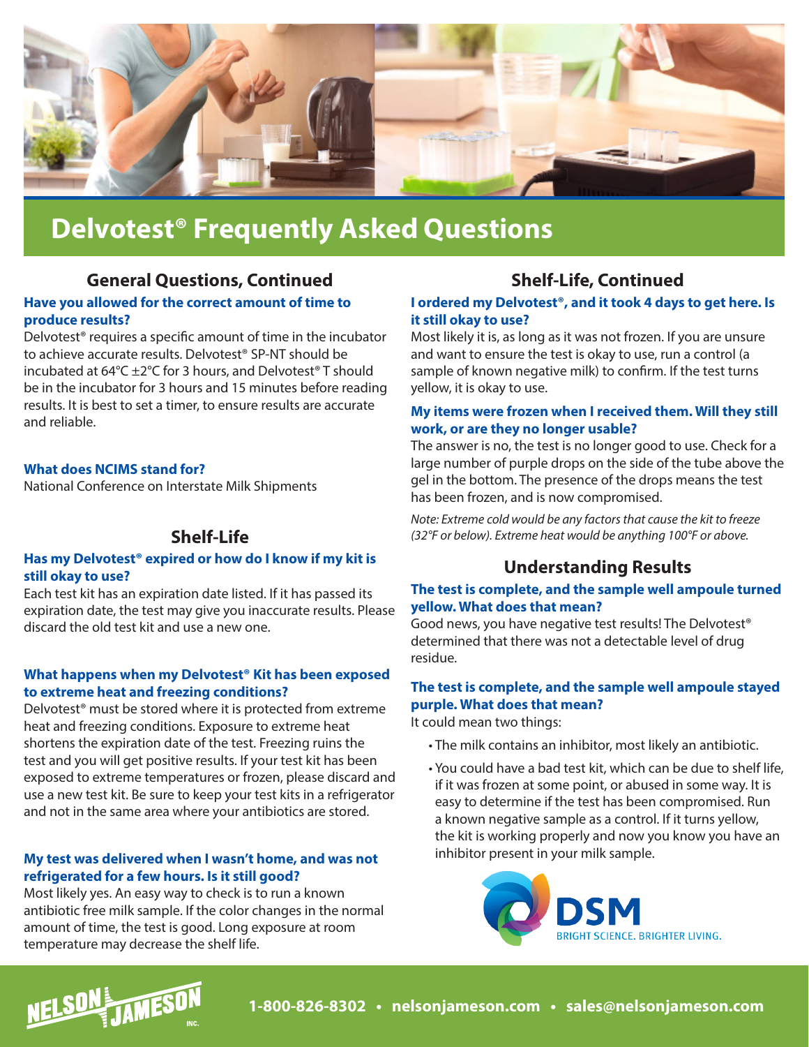# Delvotest® Frequently Asked Questions

## General Questions, Continued

**Have you allowed for the correct amount of time to produce results?**

Delvotest® requires a specific amount of time in the incubator to achieve accurate results. Delvotest® SP-NT should be incubated at 64°C ±2°C for 3 hours, and Delvotest® T should be in the incubator for 3 hours and 15 minutes before reading results. It is best to set a timer, to ensure results are accurate and reliable.

**What does NCIMS stand for?**

National Conference on Interstate Milk Shipments

## Shelf-Life

**Has my Delvotest® expired or how do I know if my kit is still okay to use?**

Each test kit has an expiration date listed. If it has passed its expiration date, the test may give you inaccurate results. Please discard the old test kit and use a new one.

**What happens when my Delvotest® Kit has been exposed to extreme heat and freezing conditions?**

Delvotest® must be stored where it is protected from extreme heat and freezing conditions. Exposure to extreme heat shortens the expiration date of the test. Freezing ruins the test and you will get positive results. If your test kit has been exposed to extreme temperatures or frozen, please discard and use a new test kit. Be sure to keep your test kits in a refrigerator and not in the same area where your antibiotics are stored.

**My test was delivered when I wasn't home, and was not refrigerated for a few hours. Is it still good?**

Most likely yes. An easy way to check is to run a known antibiotic free milk sample. If the color changes in the normal amount of time, the test is good. Long exposure at room temperature may decrease the shelf life.

## Shelf-Life, Continued

**I ordered my Delvotest®, and it took 4 days to get here. Is it still okay to use?**

Most likely it is, as long as it was not frozen. If you are unsure and want to ensure the test is okay to use, run a control (a sample of known negative milk) to confirm. If the test turns yellow, it is okay to use.

**My items were frozen when I received them. Will they still work, or are they no longer usable?**

The answer is no, the test is no longer good to use. Check for a large number of purple drops on the side of the tube above the gel in the bottom. The presence of the drops means the test has been frozen, and is now compromised.

*Note: Extreme cold would be any factors that cause the kit to freeze (32°F or below). Extreme heat would be anything 100°F or above.*

## Understanding Results

**The test is complete, and the sample well ampoule turned yellow. What does that mean?**

Good news, you have negative test results! The Delvotest® determined that there was not a detectable level of drug residue.

**The test is complete, and the sample well ampoule stayed purple. What does that mean?**

It could mean two things:

- The milk contains an inhibitor, most likely an antibiotic.
- You could have a bad test kit, which can be due to shelf life, if it was frozen at some point, or abused in some way. It is easy to determine if the test has been compromised. Run a known negative sample as a control. If it turns yellow, the kit is working properly and now you know you have an inhibitor present in your milk sample.

DSM BRIGHT SCIENCE. BRIGHTER LIVING.

NELSON JAMESON INC. 1-800-826-8302 • nelsonjameson.com • sales@nelsonjameson.com